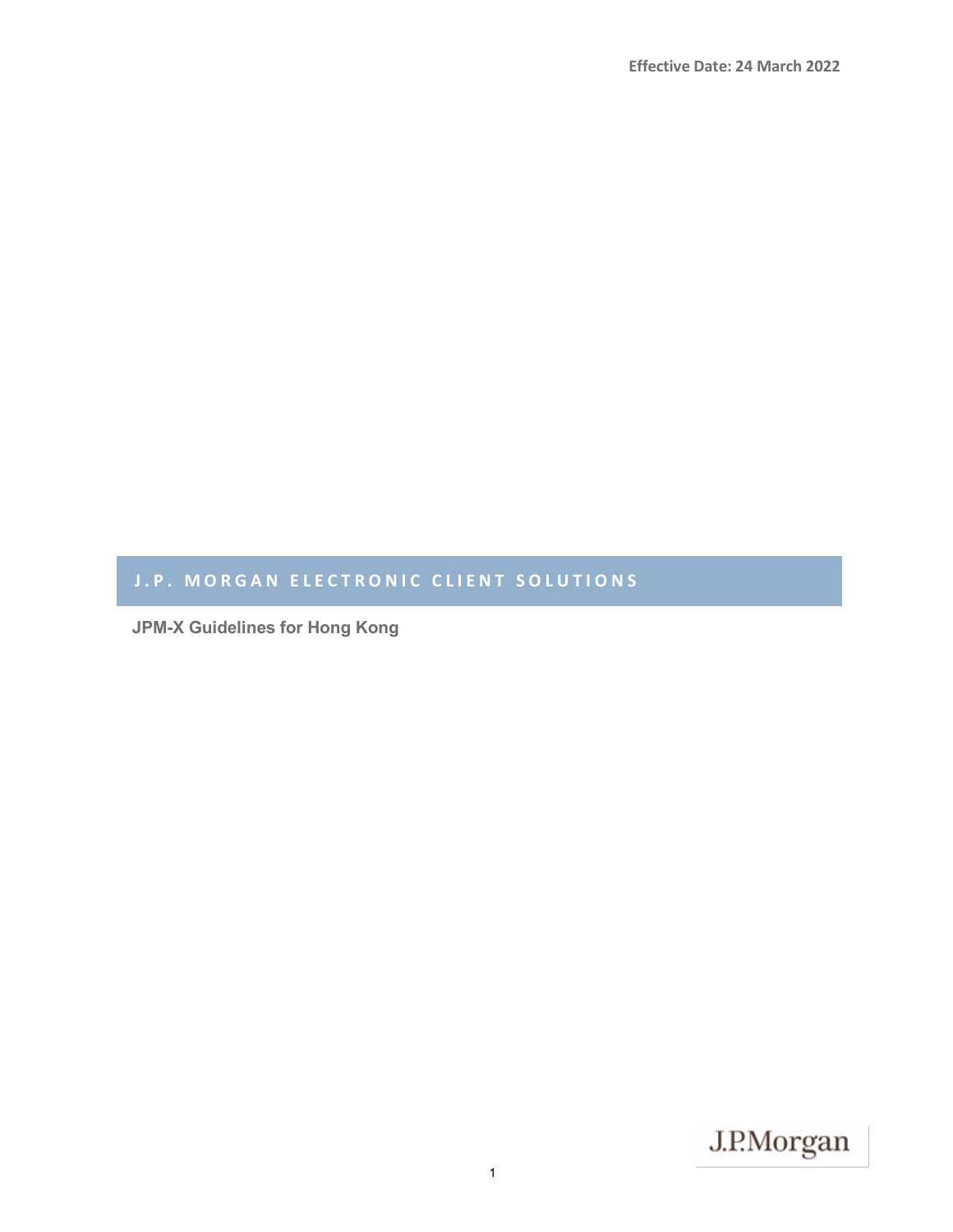Effective Date: 24 March 2022

# J.P. MORGAN ELECTRONIC CLIENT SOLUTIONS

## JPM-X Guidelines for Hong Kong

J.P.Morgan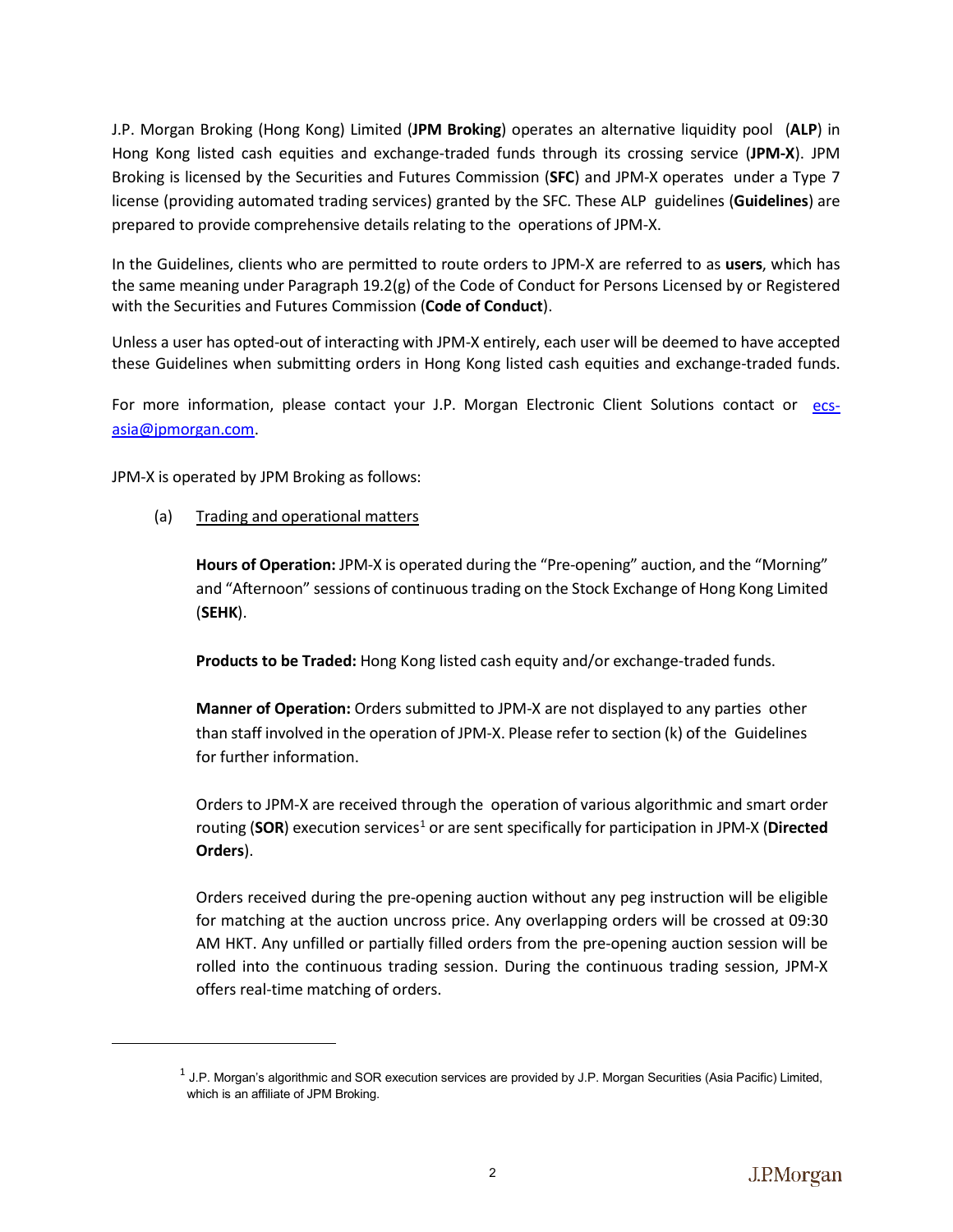J.P. Morgan Broking (Hong Kong) Limited (**JPM Broking**) operates an alternative liquidity pool (**ALP**) in Hong Kong listed cash equities and exchange-traded funds through its crossing service (**JPM-X**). JPM Broking is licensed by the Securities and Futures Commission (**SFC**) and JPM-X operates under a Type 7 license (providing automated trading services) granted by the SFC. These ALP guidelines (**Guidelines**) are prepared to provide comprehensive details relating to the operations of JPM-X.

In the Guidelines, clients who are permitted to route orders to JPM-X are referred to as **users**, which has the same meaning under Paragraph 19.2(g) of the Code of Conduct for Persons Licensed by or Registered with the Securities and Futures Commission (**Code of Conduct**).

Unless a user has opted-out of interacting with JPM-X entirely, each user will be deemed to have accepted these Guidelines when submitting orders in Hong Kong listed cash equities and exchange-traded funds.

For more information, please contact your J.P. Morgan Electronic Client Solutions contact or [ecs-asia@jpmorgan.com](mailto:ecs-asia@jpmorgan.com).

JPM-X is operated by JPM Broking as follows:

(a) Trading and operational matters

**Hours of Operation:** JPM-X is operated during the "Pre-opening" auction, and the "Morning" and "Afternoon" sessions of continuous trading on the Stock Exchange of Hong Kong Limited (**SEHK**).

**Products to be Traded:** Hong Kong listed cash equity and/or exchange-traded funds.

**Manner of Operation:** Orders submitted to JPM-X are not displayed to any parties other than staff involved in the operation of JPM-X. Please refer to section (k) of the Guidelines for further information.

Orders to JPM-X are received through the operation of various algorithmic and smart order routing (**SOR**) execution services[1] or are sent specifically for participation in JPM-X (**Directed Orders**).

Orders received during the pre-opening auction without any peg instruction will be eligible for matching at the auction uncross price. Any overlapping orders will be crossed at 09:30 AM HKT. Any unfilled or partially filled orders from the pre-opening auction session will be rolled into the continuous trading session. During the continuous trading session, JPM-X offers real-time matching of orders.

[1] J.P. Morgan's algorithmic and SOR execution services are provided by J.P. Morgan Securities (Asia Pacific) Limited, which is an affiliate of JPM Broking.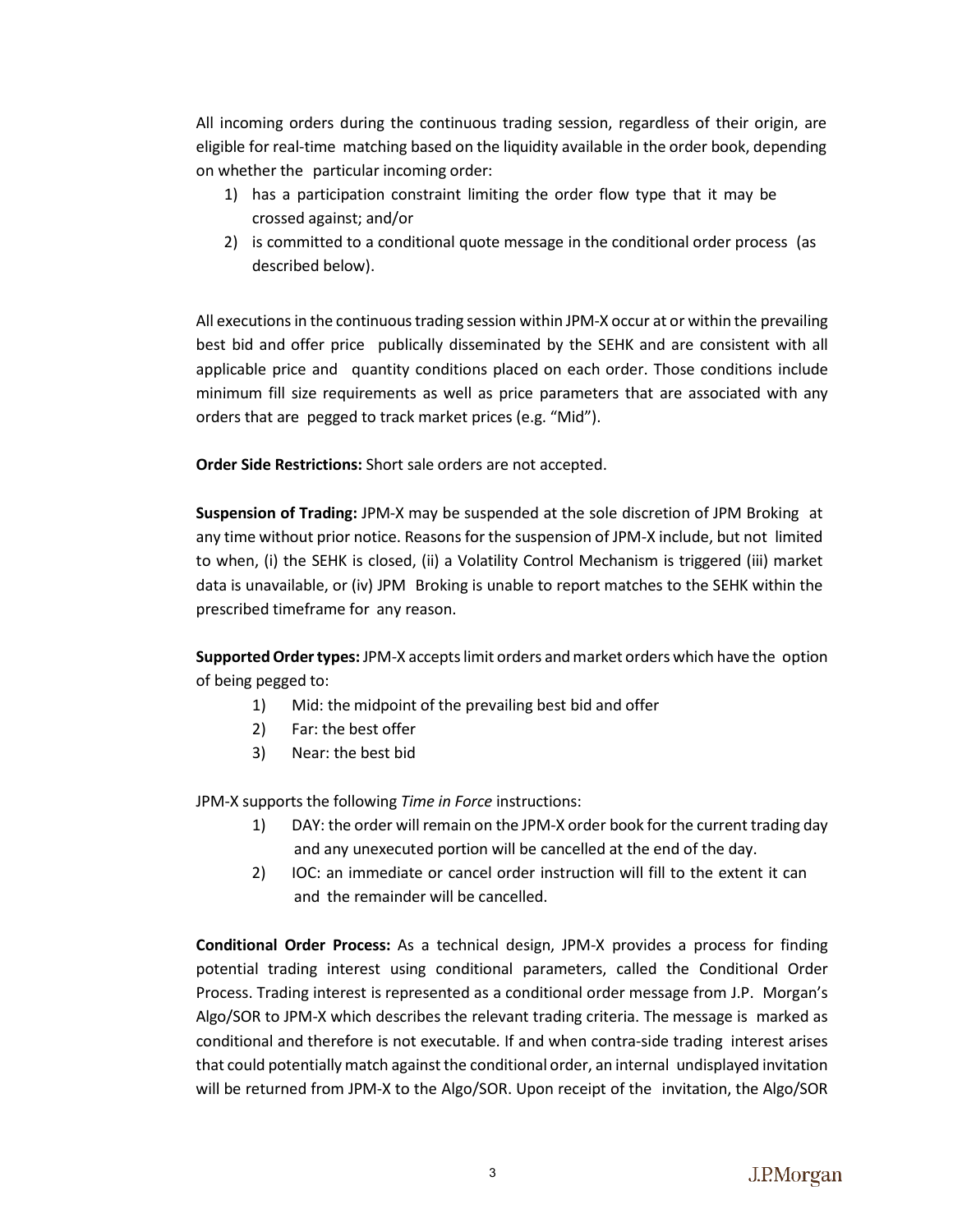All incoming orders during the continuous trading session, regardless of their origin, are eligible for real-time matching based on the liquidity available in the order book, depending on whether the particular incoming order:

1) has a participation constraint limiting the order flow type that it may be crossed against; and/or
2) is committed to a conditional quote message in the conditional order process (as described below).

All executions in the continuous trading session within JPM-X occur at or within the prevailing best bid and offer price publically disseminated by the SEHK and are consistent with all applicable price and quantity conditions placed on each order. Those conditions include minimum fill size requirements as well as price parameters that are associated with any orders that are pegged to track market prices (e.g. "Mid").

**Order Side Restrictions:** Short sale orders are not accepted.

**Suspension of Trading:** JPM-X may be suspended at the sole discretion of JPM Broking at any time without prior notice. Reasons for the suspension of JPM-X include, but not limited to when, (i) the SEHK is closed, (ii) a Volatility Control Mechanism is triggered (iii) market data is unavailable, or (iv) JPM Broking is unable to report matches to the SEHK within the prescribed timeframe for any reason.

**Supported Order types:** JPM-X accepts limit orders and market orders which have the option of being pegged to:

1) Mid: the midpoint of the prevailing best bid and offer
2) Far: the best offer
3) Near: the best bid

JPM-X supports the following *Time in Force* instructions:

1) DAY: the order will remain on the JPM-X order book for the current trading day and any unexecuted portion will be cancelled at the end of the day.
2) IOC: an immediate or cancel order instruction will fill to the extent it can and the remainder will be cancelled.

**Conditional Order Process:** As a technical design, JPM-X provides a process for finding potential trading interest using conditional parameters, called the Conditional Order Process. Trading interest is represented as a conditional order message from J.P. Morgan's Algo/SOR to JPM-X which describes the relevant trading criteria. The message is marked as conditional and therefore is not executable. If and when contra-side trading interest arises that could potentially match against the conditional order, an internal undisplayed invitation will be returned from JPM-X to the Algo/SOR. Upon receipt of the invitation, the Algo/SOR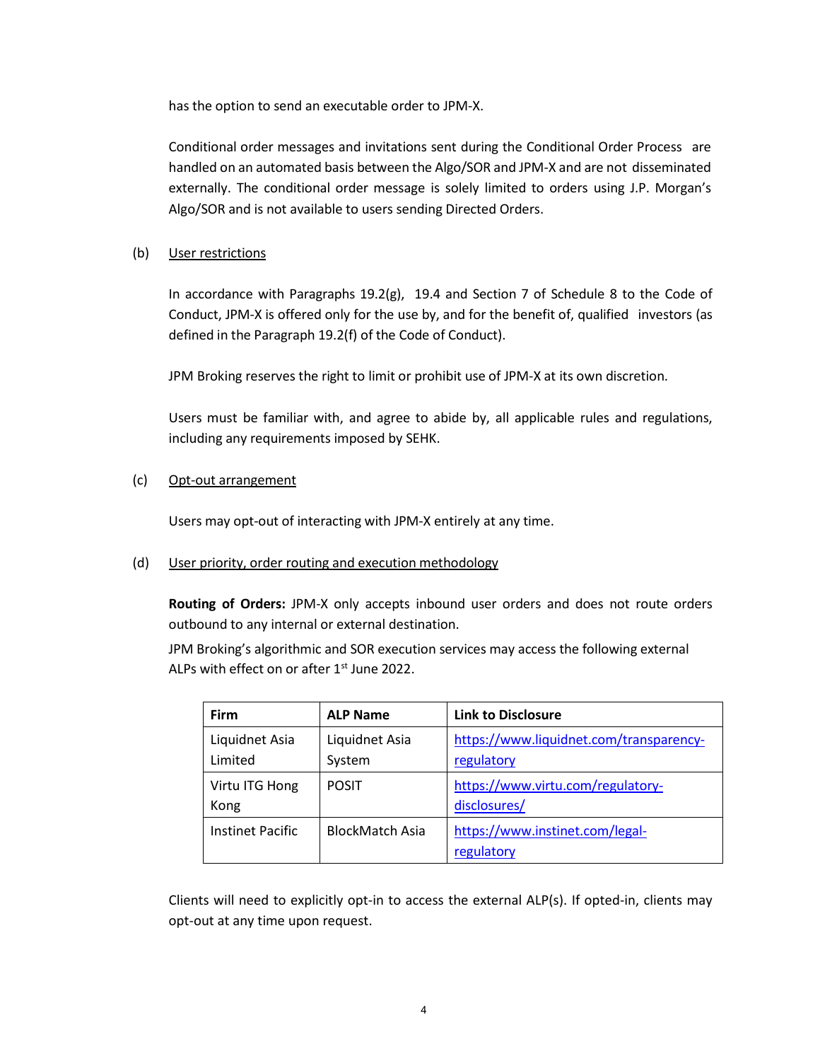has the option to send an executable order to JPM-X.

Conditional order messages and invitations sent during the Conditional Order Process are handled on an automated basis between the Algo/SOR and JPM-X and are not disseminated externally. The conditional order message is solely limited to orders using J.P. Morgan's Algo/SOR and is not available to users sending Directed Orders.

(b) User restrictions

In accordance with Paragraphs 19.2(g), 19.4 and Section 7 of Schedule 8 to the Code of Conduct, JPM-X is offered only for the use by, and for the benefit of, qualified investors (as defined in the Paragraph 19.2(f) of the Code of Conduct).

JPM Broking reserves the right to limit or prohibit use of JPM-X at its own discretion.

Users must be familiar with, and agree to abide by, all applicable rules and regulations, including any requirements imposed by SEHK.

(c) Opt-out arrangement

Users may opt-out of interacting with JPM-X entirely at any time.

(d) User priority, order routing and execution methodology

**Routing of Orders:** JPM-X only accepts inbound user orders and does not route orders outbound to any internal or external destination.

JPM Broking's algorithmic and SOR execution services may access the following external ALPs with effect on or after 1st June 2022.

| Firm | ALP Name | Link to Disclosure |
|---|---|---|
| Liquidnet Asia Limited | Liquidnet Asia System | https://www.liquidnet.com/transparency-regulatory |
| Virtu ITG Hong Kong | POSIT | https://www.virtu.com/regulatory-disclosures/ |
| Instinet Pacific | BlockMatch Asia | https://www.instinet.com/legal-regulatory |

Clients will need to explicitly opt-in to access the external ALP(s). If opted-in, clients may opt-out at any time upon request.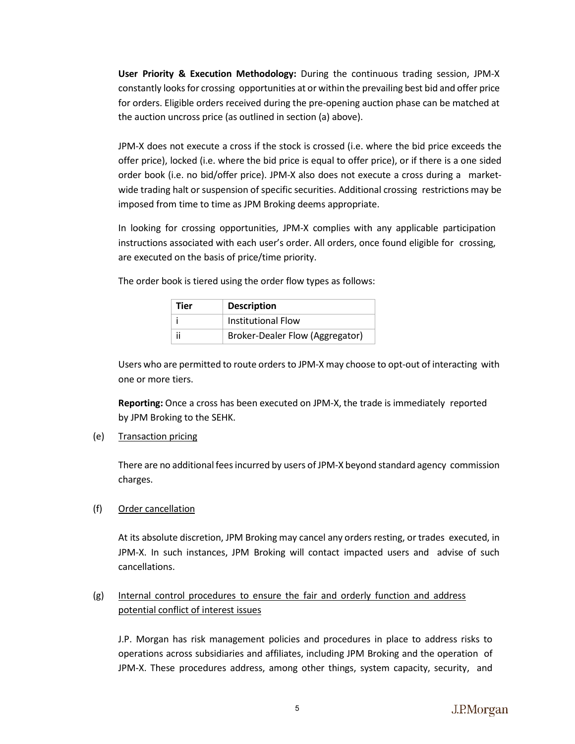**User Priority & Execution Methodology:** During the continuous trading session, JPM-X constantly looks for crossing opportunities at or within the prevailing best bid and offer price for orders. Eligible orders received during the pre-opening auction phase can be matched at the auction uncross price (as outlined in section (a) above).

JPM-X does not execute a cross if the stock is crossed (i.e. where the bid price exceeds the offer price), locked (i.e. where the bid price is equal to offer price), or if there is a one sided order book (i.e. no bid/offer price). JPM-X also does not execute a cross during a market-wide trading halt or suspension of specific securities. Additional crossing restrictions may be imposed from time to time as JPM Broking deems appropriate.

In looking for crossing opportunities, JPM-X complies with any applicable participation instructions associated with each user's order. All orders, once found eligible for crossing, are executed on the basis of price/time priority.

The order book is tiered using the order flow types as follows:

| Tier | Description |
| --- | --- |
| i | Institutional Flow |
| ii | Broker-Dealer Flow (Aggregator) |

Users who are permitted to route orders to JPM-X may choose to opt-out of interacting with one or more tiers.

**Reporting:** Once a cross has been executed on JPM-X, the trade is immediately reported by JPM Broking to the SEHK.

(e) Transaction pricing

There are no additional fees incurred by users of JPM-X beyond standard agency commission charges.

(f) Order cancellation

At its absolute discretion, JPM Broking may cancel any orders resting, or trades executed, in JPM-X. In such instances, JPM Broking will contact impacted users and advise of such cancellations.

(g) Internal control procedures to ensure the fair and orderly function and address potential conflict of interest issues

J.P. Morgan has risk management policies and procedures in place to address risks to operations across subsidiaries and affiliates, including JPM Broking and the operation of JPM-X. These procedures address, among other things, system capacity, security, and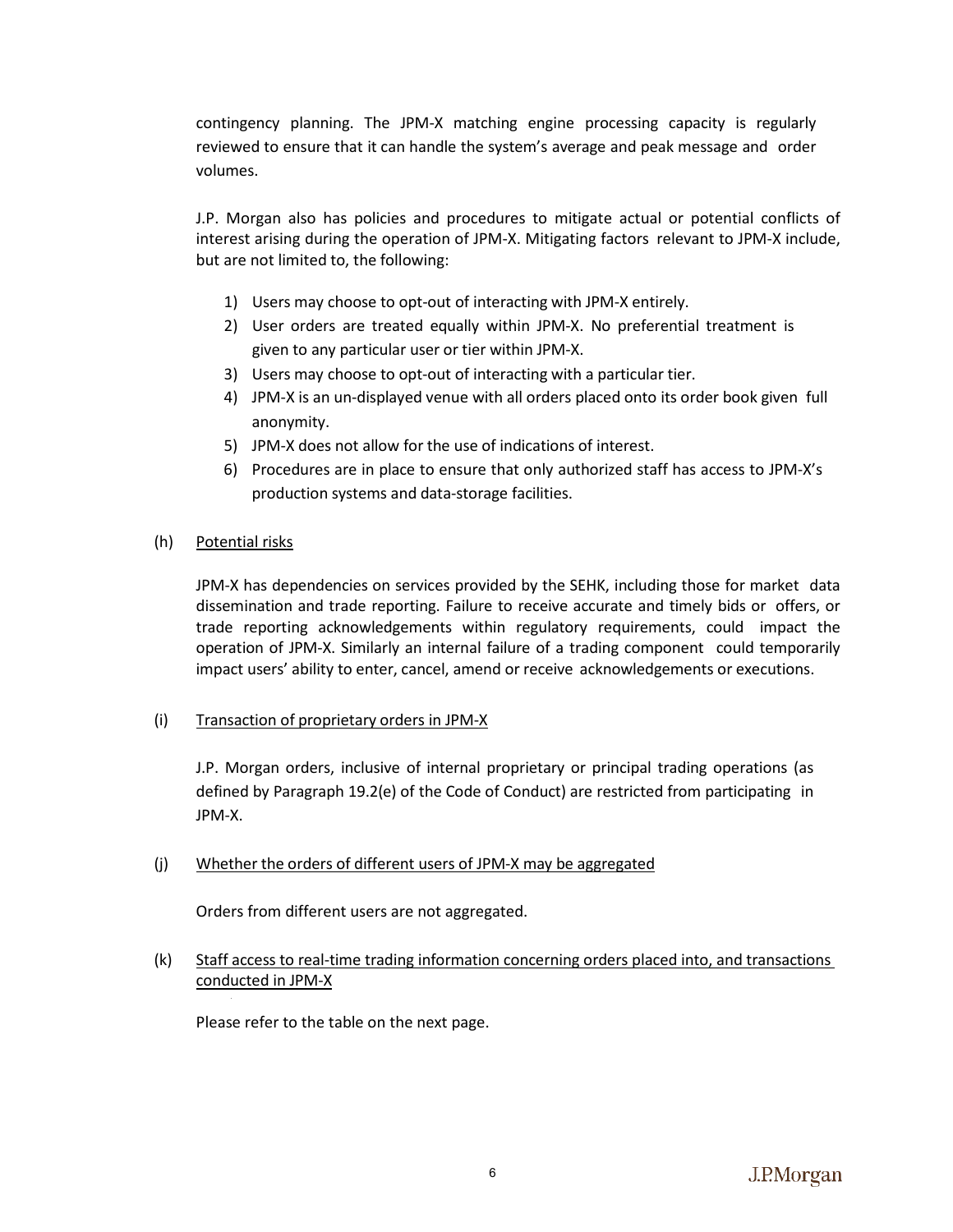contingency planning. The JPM-X matching engine processing capacity is regularly reviewed to ensure that it can handle the system's average and peak message and order volumes.

J.P. Morgan also has policies and procedures to mitigate actual or potential conflicts of interest arising during the operation of JPM-X. Mitigating factors relevant to JPM-X include, but are not limited to, the following:

1) Users may choose to opt-out of interacting with JPM-X entirely.
2) User orders are treated equally within JPM-X. No preferential treatment is given to any particular user or tier within JPM-X.
3) Users may choose to opt-out of interacting with a particular tier.
4) JPM-X is an un-displayed venue with all orders placed onto its order book given full anonymity.
5) JPM-X does not allow for the use of indications of interest.
6) Procedures are in place to ensure that only authorized staff has access to JPM-X's production systems and data-storage facilities.

(h) Potential risks

JPM-X has dependencies on services provided by the SEHK, including those for market data dissemination and trade reporting. Failure to receive accurate and timely bids or offers, or trade reporting acknowledgements within regulatory requirements, could impact the operation of JPM-X. Similarly an internal failure of a trading component could temporarily impact users' ability to enter, cancel, amend or receive acknowledgements or executions.

(i) Transaction of proprietary orders in JPM-X

J.P. Morgan orders, inclusive of internal proprietary or principal trading operations (as defined by Paragraph 19.2(e) of the Code of Conduct) are restricted from participating in JPM-X.

(j) Whether the orders of different users of JPM-X may be aggregated

Orders from different users are not aggregated.

(k) Staff access to real-time trading information concerning orders placed into, and transactions conducted in JPM-X

Please refer to the table on the next page.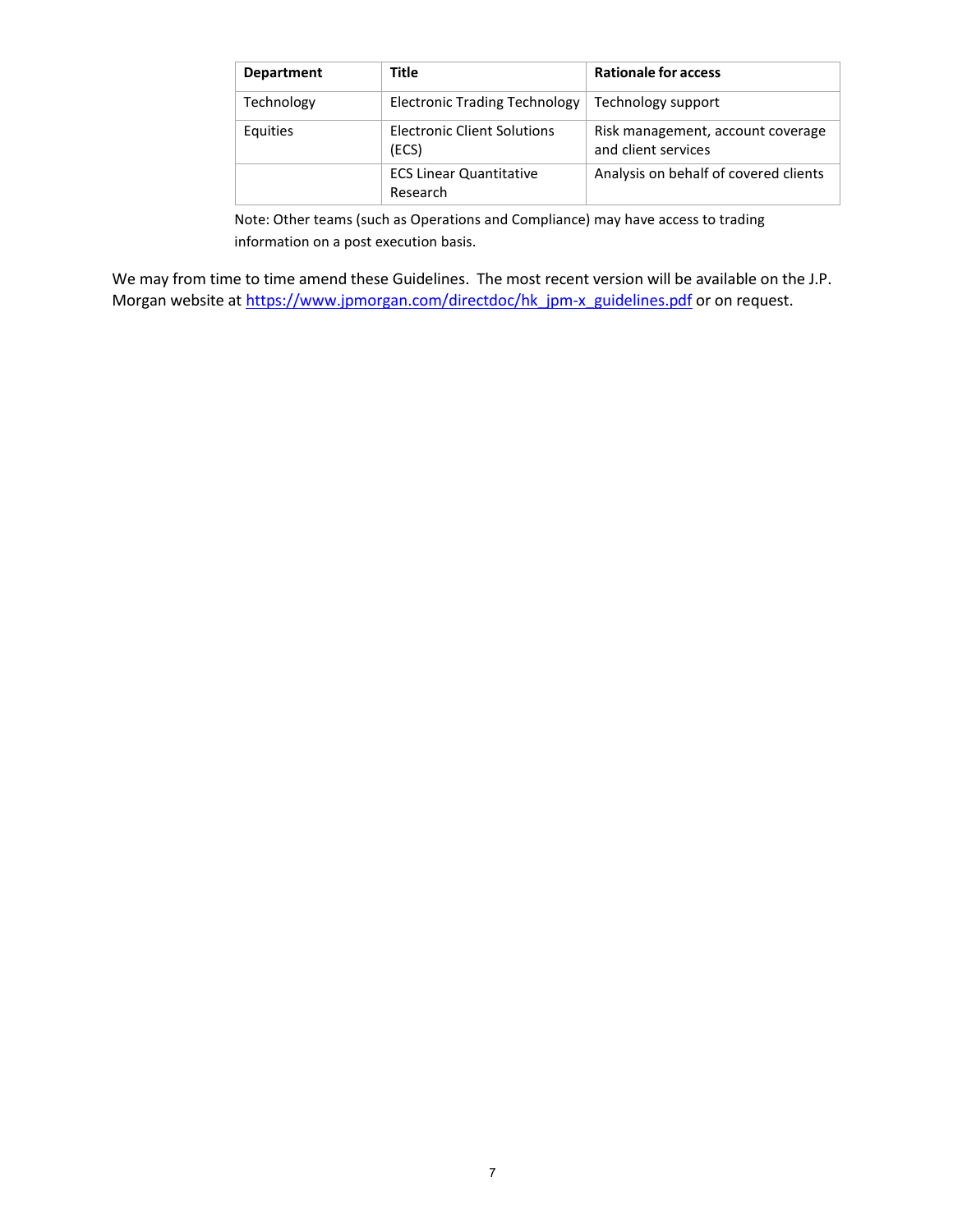| Department | Title | Rationale for access |
| --- | --- | --- |
| Technology | Electronic Trading Technology | Technology support |
| Equities | Electronic Client Solutions (ECS) | Risk management, account coverage and client services |
| | ECS Linear Quantitative Research | Analysis on behalf of covered clients |

Note: Other teams (such as Operations and Compliance) may have access to trading information on a post execution basis.

We may from time to time amend these Guidelines. The most recent version will be available on the J.P. Morgan website at [https://www.jpmorgan.com/directdoc/hk_jpm-x_guidelines.pdf](https://www.jpmorgan.com/directdoc/hk_jpm-x_guidelines.pdf) or on request.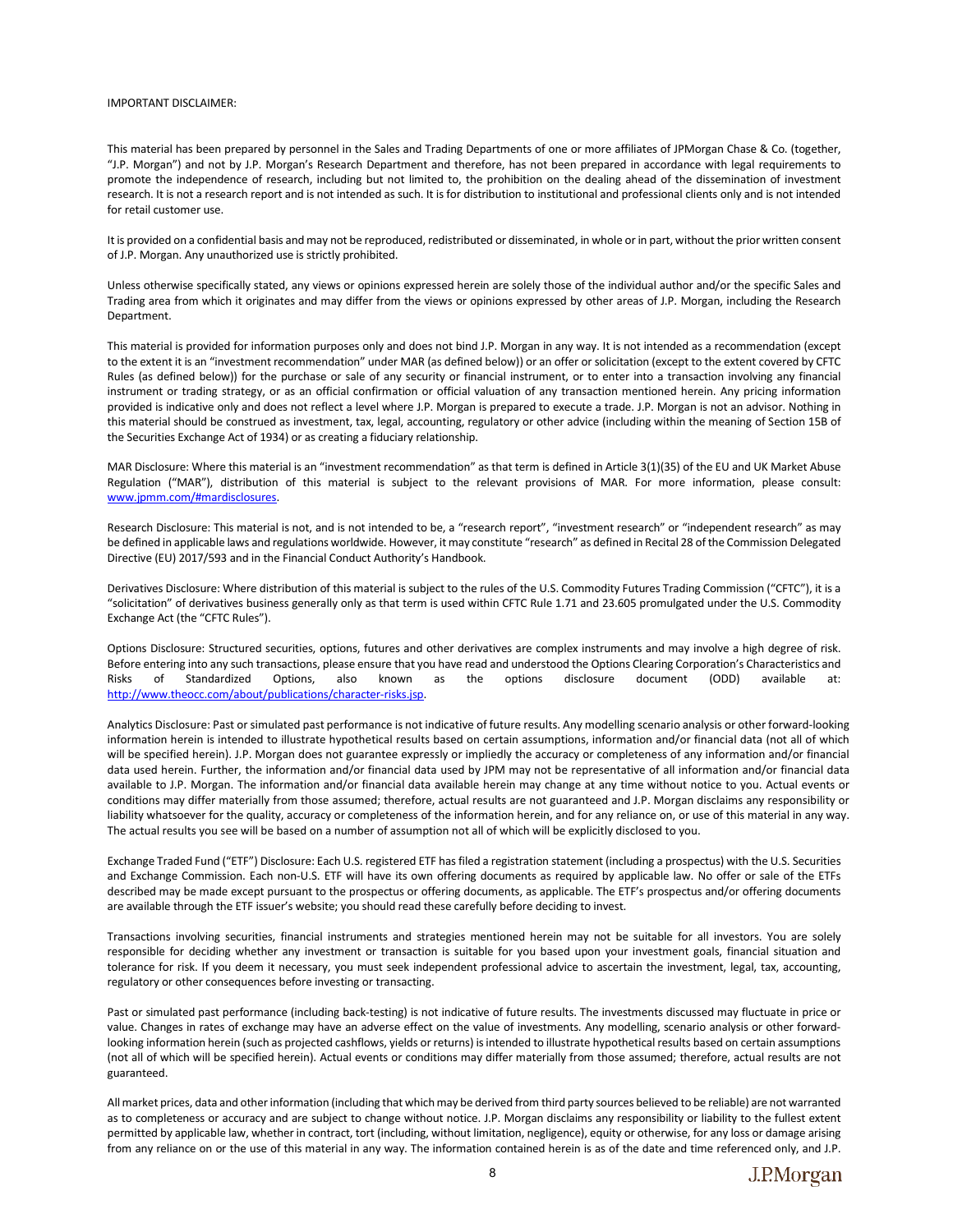IMPORTANT DISCLAIMER:

This material has been prepared by personnel in the Sales and Trading Departments of one or more affiliates of JPMorgan Chase & Co. (together, "J.P. Morgan") and not by J.P. Morgan's Research Department and therefore, has not been prepared in accordance with legal requirements to promote the independence of research, including but not limited to, the prohibition on the dealing ahead of the dissemination of investment research. It is not a research report and is not intended as such. It is for distribution to institutional and professional clients only and is not intended for retail customer use.

It is provided on a confidential basis and may not be reproduced, redistributed or disseminated, in whole or in part, without the prior written consent of J.P. Morgan. Any unauthorized use is strictly prohibited.

Unless otherwise specifically stated, any views or opinions expressed herein are solely those of the individual author and/or the specific Sales and Trading area from which it originates and may differ from the views or opinions expressed by other areas of J.P. Morgan, including the Research Department.

This material is provided for information purposes only and does not bind J.P. Morgan in any way. It is not intended as a recommendation (except to the extent it is an "investment recommendation" under MAR (as defined below)) or an offer or solicitation (except to the extent covered by CFTC Rules (as defined below)) for the purchase or sale of any security or financial instrument, or to enter into a transaction involving any financial instrument or trading strategy, or as an official confirmation or official valuation of any transaction mentioned herein. Any pricing information provided is indicative only and does not reflect a level where J.P. Morgan is prepared to execute a trade. J.P. Morgan is not an advisor. Nothing in this material should be construed as investment, tax, legal, accounting, regulatory or other advice (including within the meaning of Section 15B of the Securities Exchange Act of 1934) or as creating a fiduciary relationship.

MAR Disclosure: Where this material is an "investment recommendation" as that term is defined in Article 3(1)(35) of the EU and UK Market Abuse Regulation ("MAR"), distribution of this material is subject to the relevant provisions of MAR. For more information, please consult: www.jpmm.com/#mardisclosures.

Research Disclosure: This material is not, and is not intended to be, a "research report", "investment research" or "independent research" as may be defined in applicable laws and regulations worldwide. However, it may constitute "research" as defined in Recital 28 of the Commission Delegated Directive (EU) 2017/593 and in the Financial Conduct Authority's Handbook.

Derivatives Disclosure: Where distribution of this material is subject to the rules of the U.S. Commodity Futures Trading Commission ("CFTC"), it is a "solicitation" of derivatives business generally only as that term is used within CFTC Rule 1.71 and 23.605 promulgated under the U.S. Commodity Exchange Act (the "CFTC Rules").

Options Disclosure: Structured securities, options, futures and other derivatives are complex instruments and may involve a high degree of risk. Before entering into any such transactions, please ensure that you have read and understood the Options Clearing Corporation's Characteristics and Risks of Standardized Options, also known as the options disclosure document (ODD) available at: http://www.theocc.com/about/publications/character-risks.jsp.

Analytics Disclosure: Past or simulated past performance is not indicative of future results. Any modelling scenario analysis or other forward-looking information herein is intended to illustrate hypothetical results based on certain assumptions, information and/or financial data (not all of which will be specified herein). J.P. Morgan does not guarantee expressly or impliedly the accuracy or completeness of any information and/or financial data used herein. Further, the information and/or financial data used by JPM may not be representative of all information and/or financial data available to J.P. Morgan. The information and/or financial data available herein may change at any time without notice to you. Actual events or conditions may differ materially from those assumed; therefore, actual results are not guaranteed and J.P. Morgan disclaims any responsibility or liability whatsoever for the quality, accuracy or completeness of the information herein, and for any reliance on, or use of this material in any way. The actual results you see will be based on a number of assumption not all of which will be explicitly disclosed to you.

Exchange Traded Fund ("ETF") Disclosure: Each U.S. registered ETF has filed a registration statement (including a prospectus) with the U.S. Securities and Exchange Commission. Each non-U.S. ETF will have its own offering documents as required by applicable law. No offer or sale of the ETFs described may be made except pursuant to the prospectus or offering documents, as applicable. The ETF's prospectus and/or offering documents are available through the ETF issuer's website; you should read these carefully before deciding to invest.

Transactions involving securities, financial instruments and strategies mentioned herein may not be suitable for all investors. You are solely responsible for deciding whether any investment or transaction is suitable for you based upon your investment goals, financial situation and tolerance for risk. If you deem it necessary, you must seek independent professional advice to ascertain the investment, legal, tax, accounting, regulatory or other consequences before investing or transacting.

Past or simulated past performance (including back-testing) is not indicative of future results. The investments discussed may fluctuate in price or value. Changes in rates of exchange may have an adverse effect on the value of investments. Any modelling, scenario analysis or other forward-looking information herein (such as projected cashflows, yields or returns) is intended to illustrate hypothetical results based on certain assumptions (not all of which will be specified herein). Actual events or conditions may differ materially from those assumed; therefore, actual results are not guaranteed.

All market prices, data and other information (including that which may be derived from third party sources believed to be reliable) are not warranted as to completeness or accuracy and are subject to change without notice. J.P. Morgan disclaims any responsibility or liability to the fullest extent permitted by applicable law, whether in contract, tort (including, without limitation, negligence), equity or otherwise, for any loss or damage arising from any reliance on or the use of this material in any way. The information contained herein is as of the date and time referenced only, and J.P.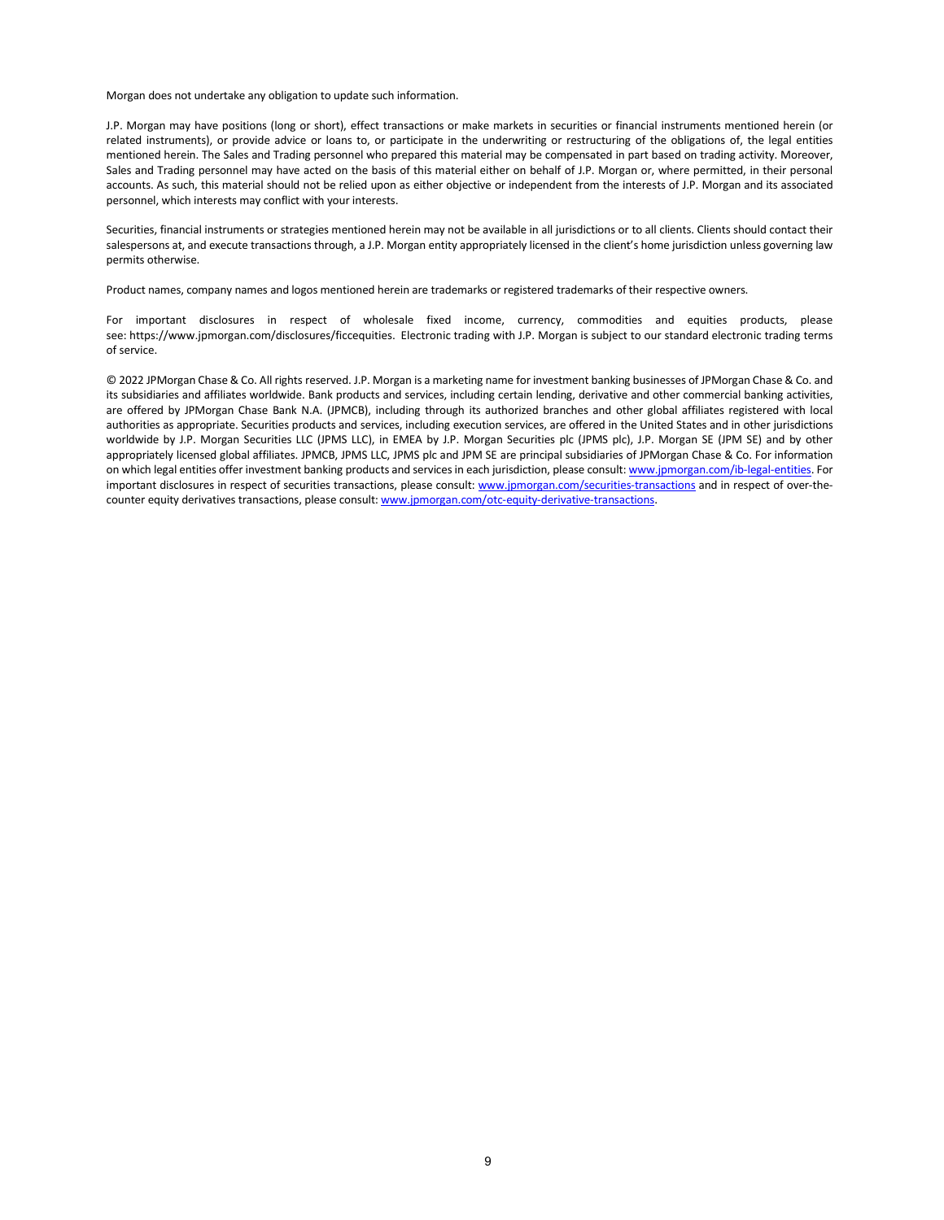Morgan does not undertake any obligation to update such information.

J.P. Morgan may have positions (long or short), effect transactions or make markets in securities or financial instruments mentioned herein (or related instruments), or provide advice or loans to, or participate in the underwriting or restructuring of the obligations of, the legal entities mentioned herein. The Sales and Trading personnel who prepared this material may be compensated in part based on trading activity. Moreover, Sales and Trading personnel may have acted on the basis of this material either on behalf of J.P. Morgan or, where permitted, in their personal accounts. As such, this material should not be relied upon as either objective or independent from the interests of J.P. Morgan and its associated personnel, which interests may conflict with your interests.

Securities, financial instruments or strategies mentioned herein may not be available in all jurisdictions or to all clients. Clients should contact their salespersons at, and execute transactions through, a J.P. Morgan entity appropriately licensed in the client's home jurisdiction unless governing law permits otherwise.

Product names, company names and logos mentioned herein are trademarks or registered trademarks of their respective owners.

For important disclosures in respect of wholesale fixed income, currency, commodities and equities products, please see: https://www.jpmorgan.com/disclosures/ficcequities. Electronic trading with J.P. Morgan is subject to our standard electronic trading terms of service.

© 2022 JPMorgan Chase & Co. All rights reserved. J.P. Morgan is a marketing name for investment banking businesses of JPMorgan Chase & Co. and its subsidiaries and affiliates worldwide. Bank products and services, including certain lending, derivative and other commercial banking activities, are offered by JPMorgan Chase Bank N.A. (JPMCB), including through its authorized branches and other global affiliates registered with local authorities as appropriate. Securities products and services, including execution services, are offered in the United States and in other jurisdictions worldwide by J.P. Morgan Securities LLC (JPMS LLC), in EMEA by J.P. Morgan Securities plc (JPMS plc), J.P. Morgan SE (JPM SE) and by other appropriately licensed global affiliates. JPMCB, JPMS LLC, JPMS plc and JPM SE are principal subsidiaries of JPMorgan Chase & Co. For information on which legal entities offer investment banking products and services in each jurisdiction, please consult: www.jpmorgan.com/ib-legal-entities. For important disclosures in respect of securities transactions, please consult: www.jpmorgan.com/securities-transactions and in respect of over-the-counter equity derivatives transactions, please consult: www.jpmorgan.com/otc-equity-derivative-transactions.